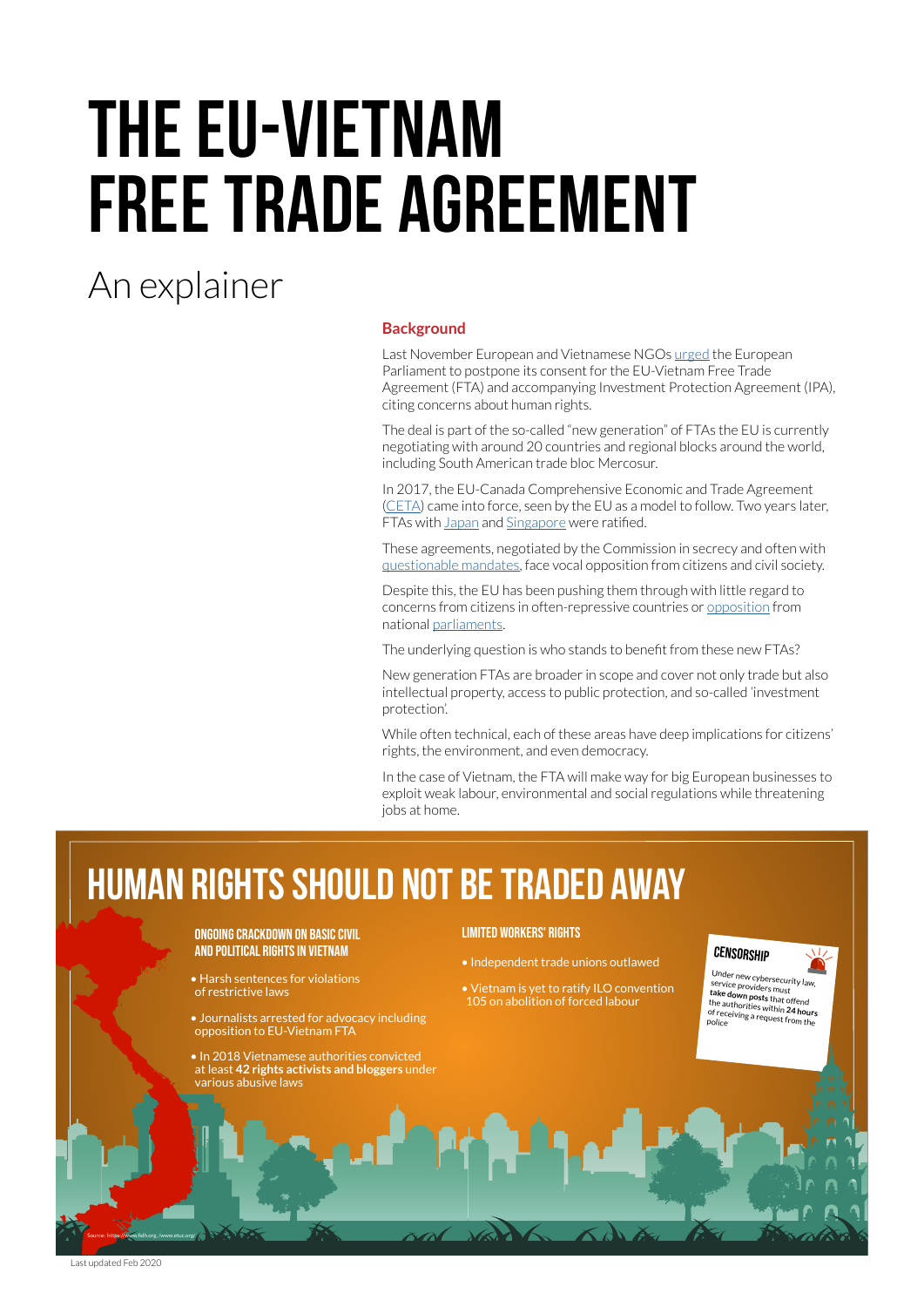# THE EU-VIETNAM FREE TRADE AGREEMENT

## An explainer

### Background

Last November European and Vietnamese NGOs urged the European Parliament to postpone its consent for the EU-Vietnam Free Trade Agreement (FTA) and accompanying Investment Protection Agreement (IPA), citing concerns about human rights.

The deal is part of the so-called "new generation" of FTAs the EU is currently negotiating with around 20 countries and regional blocks around the world, including South American trade bloc Mercosur.

In 2017, the EU-Canada Comprehensive Economic and Trade Agreement (CETA) came into force, seen by the EU as a model to follow. Two years later, FTAs with Japan and Singapore were ratified.

These agreements, negotiated by the Commission in secrecy and often with questionable mandates, face vocal opposition from citizens and civil society.

Despite this, the EU has been pushing them through with little regard to concerns from citizens in often-repressive countries or opposition from national parliaments.

The underlying question is who stands to benefit from these new FTAs?

New generation FTAs are broader in scope and cover not only trade but also intellectual property, access to public protection, and so-called 'investment protection'.

While often technical, each of these areas have deep implications for citizens' rights, the environment, and even democracy.

In the case of Vietnam, the FTA will make way for big European businesses to exploit weak labour, environmental and social regulations while threatening jobs at home.

## HUMAN RIGHTS SHOULD NOT BE TRADED AWAY

### ONGOING CRACKDOWN ON BASIC CIVIL AND POLITICAL RIGHTS IN VIETNAM

- Harsh sentences for violations of restrictive laws
- Journalists arrested for advocacy including opposition to EU-Vietnam FTA
- In 2018 Vietnamese authorities convicted at least **42 rights activists and bloggers** under various abusive laws

### LIMITED WORKERS' RIGHTS

- Independent trade unions outlawed
- Vietnam is yet to ratify ILO convention 105 on abolition of forced labour

### CENSORSHIP

Under new cybersecurity law, service providers must **take down posts** that offend the authorities within **24 hours** of receiving a request from the police

Source: https://www.fidh.org, /www.etuc.org/

Last updated Feb 2020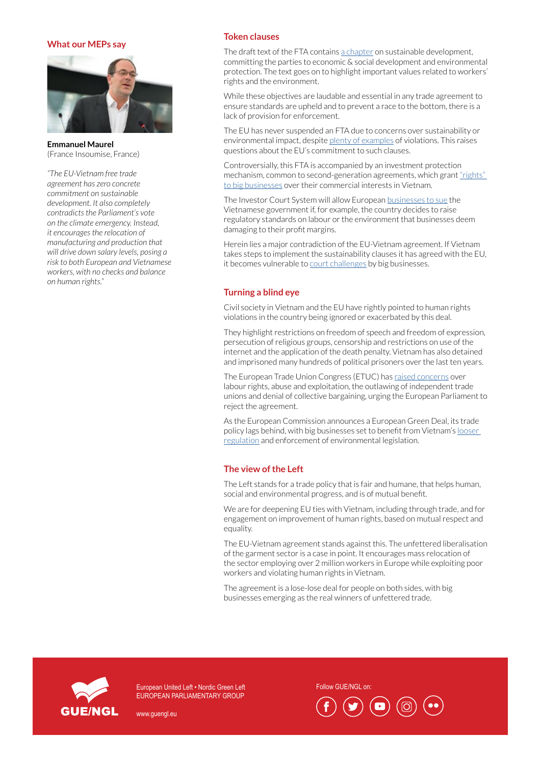## What our MEPs say

**Emmanuel Maurel**
(France Insoumise, France)

*"The EU-Vietnam free trade agreement has zero concrete commitment on sustainable development. It also completely contradicts the Parliament's vote on the climate emergency. Instead, it encourages the relocation of manufacturing and production that will drive down salary levels, posing a risk to both European and Vietnamese workers, with no checks and balance on human rights."*

## Token clauses

The draft text of the FTA contains a chapter on sustainable development, committing the parties to economic & social development and environmental protection. The text goes on to highlight important values related to workers' rights and the environment.

While these objectives are laudable and essential in any trade agreement to ensure standards are upheld and to prevent a race to the bottom, there is a lack of provision for enforcement.

The EU has never suspended an FTA due to concerns over sustainability or environmental impact, despite plenty of examples of violations. This raises questions about the EU's commitment to such clauses.

Controversially, this FTA is accompanied by an investment protection mechanism, common to second-generation agreements, which grant "rights" to big businesses over their commercial interests in Vietnam.

The Investor Court System will allow European businesses to sue the Vietnamese government if, for example, the country decides to raise regulatory standards on labour or the environment that businesses deem damaging to their profit margins.

Herein lies a major contradiction of the EU-Vietnam agreement. If Vietnam takes steps to implement the sustainability clauses it has agreed with the EU, it becomes vulnerable to court challenges by big businesses.

## Turning a blind eye

Civil society in Vietnam and the EU have rightly pointed to human rights violations in the country being ignored or exacerbated by this deal.

They highlight restrictions on freedom of speech and freedom of expression, persecution of religious groups, censorship and restrictions on use of the internet and the application of the death penalty. Vietnam has also detained and imprisoned many hundreds of political prisoners over the last ten years.

The European Trade Union Congress (ETUC) has raised concerns over labour rights, abuse and exploitation, the outlawing of independent trade unions and denial of collective bargaining, urging the European Parliament to reject the agreement.

As the European Commission announces a European Green Deal, its trade policy lags behind, with big businesses set to benefit from Vietnam's looser regulation and enforcement of environmental legislation.

## The view of the Left

The Left stands for a trade policy that is fair and humane, that helps human, social and environmental progress, and is of mutual benefit.

We are for deepening EU ties with Vietnam, including through trade, and for engagement on improvement of human rights, based on mutual respect and equality.

The EU-Vietnam agreement stands against this. The unfettered liberalisation of the garment sector is a case in point. It encourages mass relocation of the sector employing over 2 million workers in Europe while exploiting poor workers and violating human rights in Vietnam.

The agreement is a lose-lose deal for people on both sides, with big businesses emerging as the real winners of unfettered trade.

GUE/NGL

European United Left • Nordic Green Left
EUROPEAN PARLIAMENTARY GROUP

www.guengl.eu

Follow GUE/NGL on: